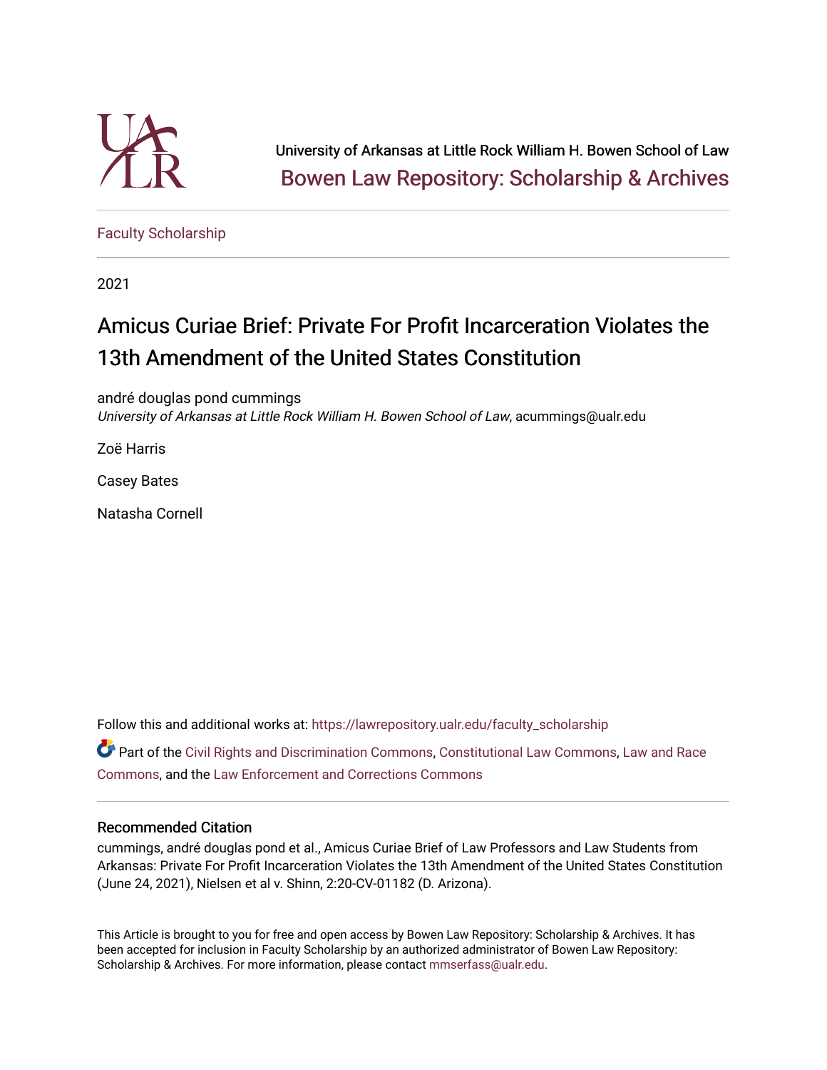University of Arkansas at Little Rock William H. Bowen School of Law

Bowen Law Repository: Scholarship & Archives

Faculty Scholarship

2021

# Amicus Curiae Brief: Private For Profit Incarceration Violates the 13th Amendment of the United States Constitution

andré douglas pond cummings
*University of Arkansas at Little Rock William H. Bowen School of Law*, acummings@ualr.edu

Zoë Harris

Casey Bates

Natasha Cornell

Follow this and additional works at: https://lawrepository.ualr.edu/faculty_scholarship

Part of the Civil Rights and Discrimination Commons, Constitutional Law Commons, Law and Race Commons, and the Law Enforcement and Corrections Commons

## Recommended Citation

cummings, andré douglas pond et al., Amicus Curiae Brief of Law Professors and Law Students from Arkansas: Private For Profit Incarceration Violates the 13th Amendment of the United States Constitution (June 24, 2021), Nielsen et al v. Shinn, 2:20-CV-01182 (D. Arizona).

This Article is brought to you for free and open access by Bowen Law Repository: Scholarship & Archives. It has been accepted for inclusion in Faculty Scholarship by an authorized administrator of Bowen Law Repository: Scholarship & Archives. For more information, please contact mmserfass@ualr.edu.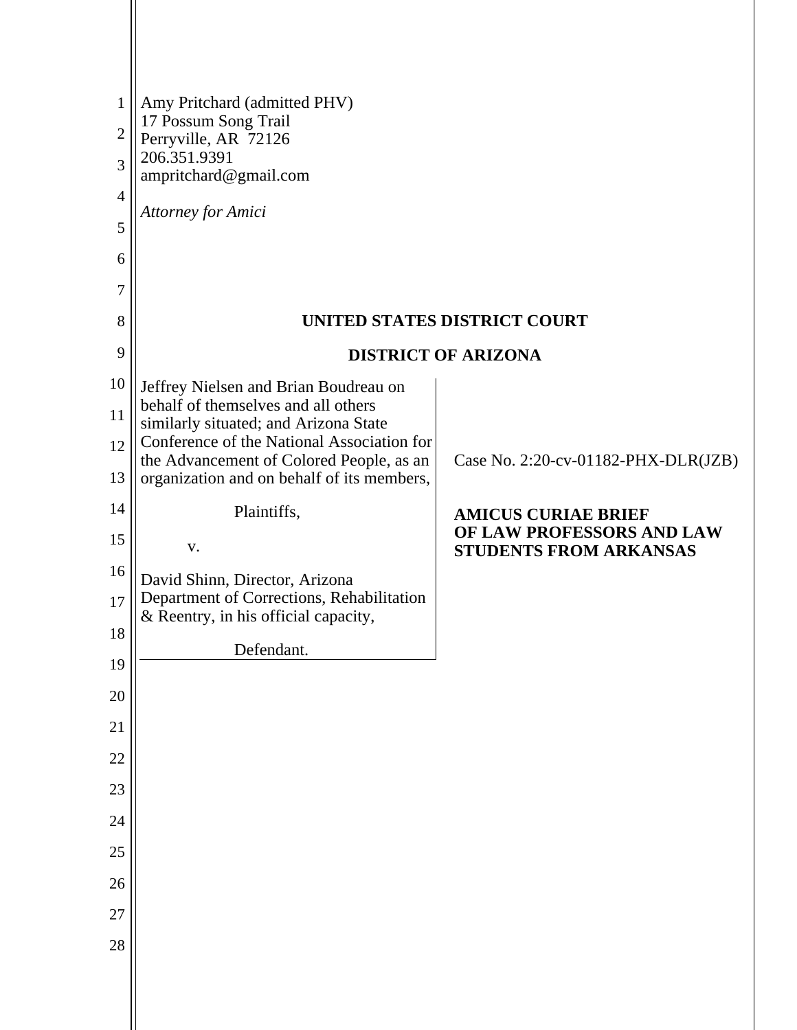Amy Pritchard (admitted PHV)
17 Possum Song Trail
Perryville, AR 72126
206.351.9391
ampritchard@gmail.com

*Attorney for Amici*

**UNITED STATES DISTRICT COURT**

**DISTRICT OF ARIZONA**

Jeffrey Nielsen and Brian Boudreau on behalf of themselves and all others similarly situated; and Arizona State Conference of the National Association for the Advancement of Colored People, as an organization and on behalf of its members,

Plaintiffs,

v.

David Shinn, Director, Arizona Department of Corrections, Rehabilitation & Reentry, in his official capacity,

Defendant.

Case No. 2:20-cv-01182-PHX-DLR(JZB)

**AMICUS CURIAE BRIEF OF LAW PROFESSORS AND LAW STUDENTS FROM ARKANSAS**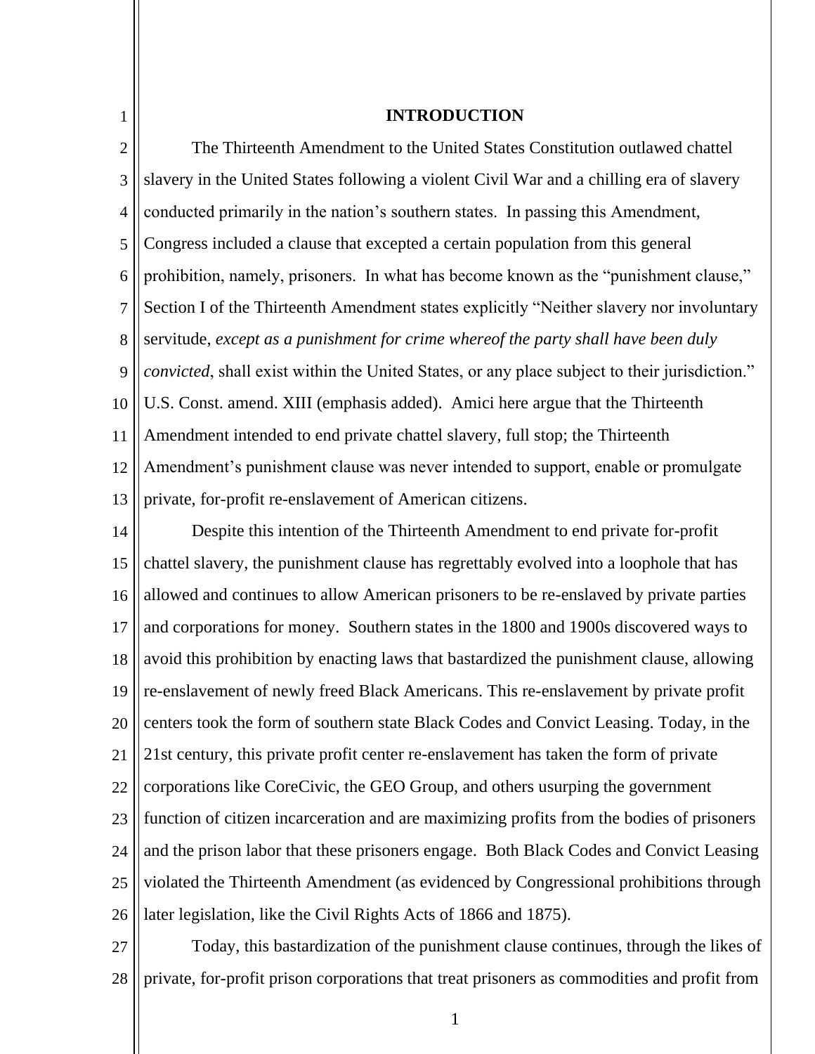# INTRODUCTION

The Thirteenth Amendment to the United States Constitution outlawed chattel slavery in the United States following a violent Civil War and a chilling era of slavery conducted primarily in the nation's southern states. In passing this Amendment, Congress included a clause that excepted a certain population from this general prohibition, namely, prisoners. In what has become known as the "punishment clause," Section I of the Thirteenth Amendment states explicitly "Neither slavery nor involuntary servitude, *except as a punishment for crime whereof the party shall have been duly convicted*, shall exist within the United States, or any place subject to their jurisdiction." U.S. Const. amend. XIII (emphasis added). Amici here argue that the Thirteenth Amendment intended to end private chattel slavery, full stop; the Thirteenth Amendment's punishment clause was never intended to support, enable or promulgate private, for-profit re-enslavement of American citizens.

Despite this intention of the Thirteenth Amendment to end private for-profit chattel slavery, the punishment clause has regrettably evolved into a loophole that has allowed and continues to allow American prisoners to be re-enslaved by private parties and corporations for money. Southern states in the 1800 and 1900s discovered ways to avoid this prohibition by enacting laws that bastardized the punishment clause, allowing re-enslavement of newly freed Black Americans. This re-enslavement by private profit centers took the form of southern state Black Codes and Convict Leasing. Today, in the 21st century, this private profit center re-enslavement has taken the form of private corporations like CoreCivic, the GEO Group, and others usurping the government function of citizen incarceration and are maximizing profits from the bodies of prisoners and the prison labor that these prisoners engage. Both Black Codes and Convict Leasing violated the Thirteenth Amendment (as evidenced by Congressional prohibitions through later legislation, like the Civil Rights Acts of 1866 and 1875).

Today, this bastardization of the punishment clause continues, through the likes of private, for-profit prison corporations that treat prisoners as commodities and profit from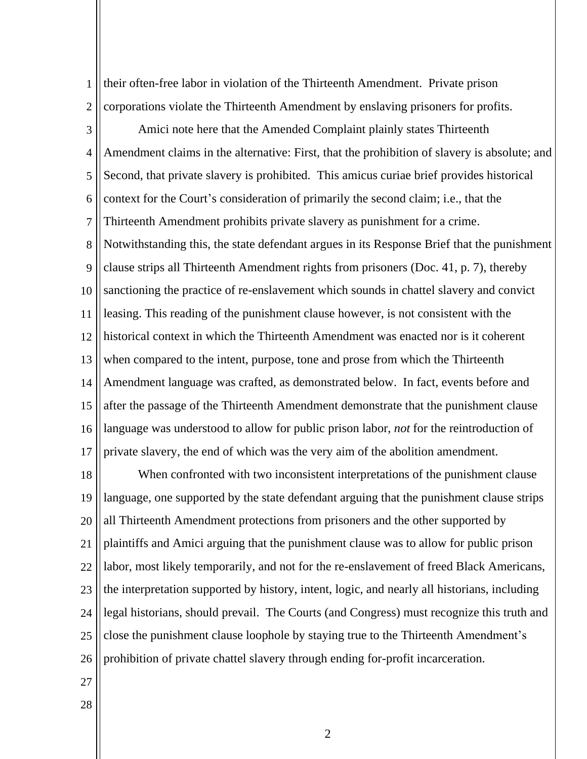their often-free labor in violation of the Thirteenth Amendment. Private prison corporations violate the Thirteenth Amendment by enslaving prisoners for profits.

Amici note here that the Amended Complaint plainly states Thirteenth Amendment claims in the alternative: First, that the prohibition of slavery is absolute; and Second, that private slavery is prohibited. This amicus curiae brief provides historical context for the Court's consideration of primarily the second claim; i.e., that the Thirteenth Amendment prohibits private slavery as punishment for a crime. Notwithstanding this, the state defendant argues in its Response Brief that the punishment clause strips all Thirteenth Amendment rights from prisoners (Doc. 41, p. 7), thereby sanctioning the practice of re-enslavement which sounds in chattel slavery and convict leasing. This reading of the punishment clause however, is not consistent with the historical context in which the Thirteenth Amendment was enacted nor is it coherent when compared to the intent, purpose, tone and prose from which the Thirteenth Amendment language was crafted, as demonstrated below. In fact, events before and after the passage of the Thirteenth Amendment demonstrate that the punishment clause language was understood to allow for public prison labor, *not* for the reintroduction of private slavery, the end of which was the very aim of the abolition amendment.

When confronted with two inconsistent interpretations of the punishment clause language, one supported by the state defendant arguing that the punishment clause strips all Thirteenth Amendment protections from prisoners and the other supported by plaintiffs and Amici arguing that the punishment clause was to allow for public prison labor, most likely temporarily, and not for the re-enslavement of freed Black Americans, the interpretation supported by history, intent, logic, and nearly all historians, including legal historians, should prevail. The Courts (and Congress) must recognize this truth and close the punishment clause loophole by staying true to the Thirteenth Amendment's prohibition of private chattel slavery through ending for-profit incarceration.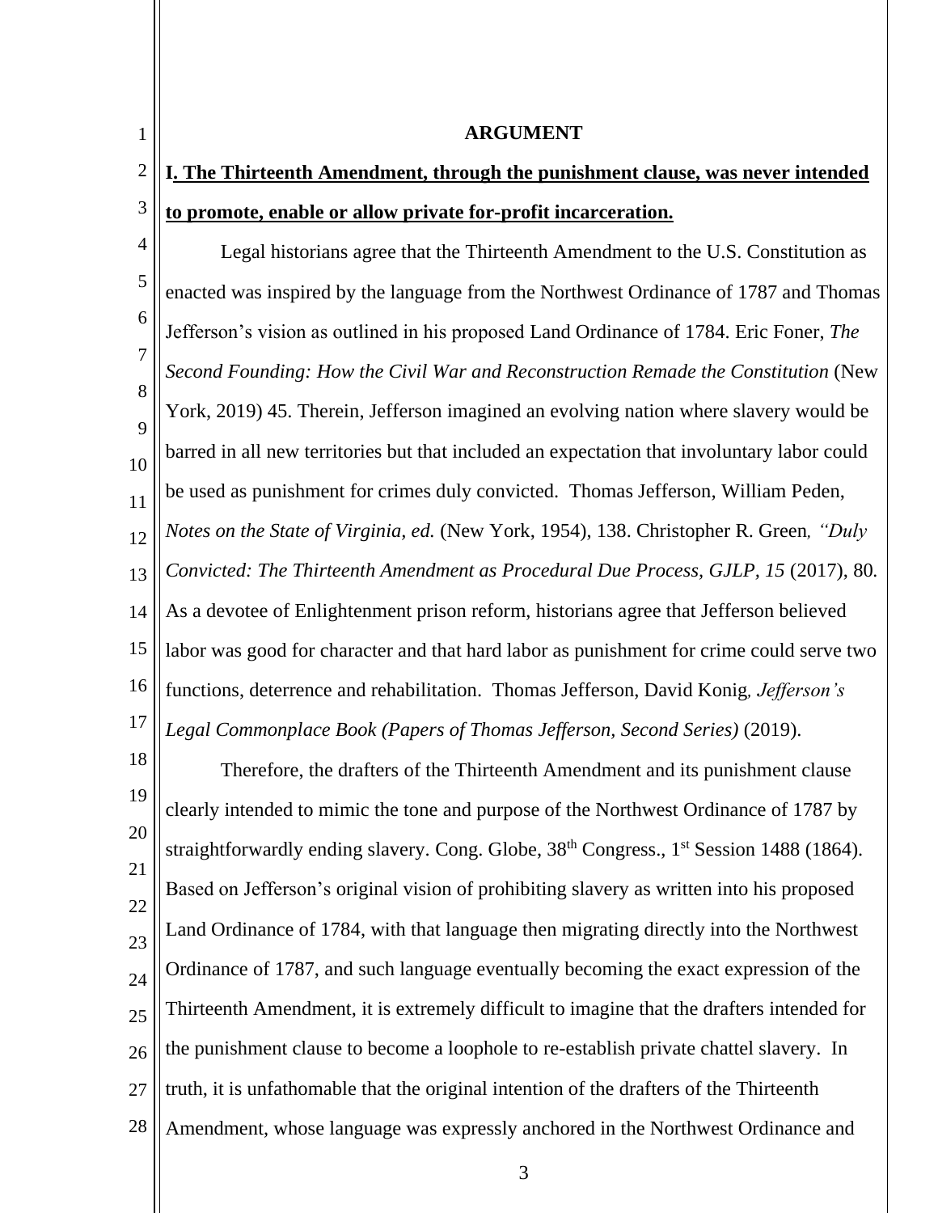**ARGUMENT**

**I. The Thirteenth Amendment, through the punishment clause, was never intended to promote, enable or allow private for-profit incarceration.**

Legal historians agree that the Thirteenth Amendment to the U.S. Constitution as enacted was inspired by the language from the Northwest Ordinance of 1787 and Thomas Jefferson's vision as outlined in his proposed Land Ordinance of 1784. Eric Foner, *The Second Founding: How the Civil War and Reconstruction Remade the Constitution* (New York, 2019) 45. Therein, Jefferson imagined an evolving nation where slavery would be barred in all new territories but that included an expectation that involuntary labor could be used as punishment for crimes duly convicted. Thomas Jefferson, William Peden, *Notes on the State of Virginia, ed.* (New York, 1954), 138. Christopher R. Green*, "Duly Convicted: The Thirteenth Amendment as Procedural Due Process, GJLP, 15* (2017), 80*.* As a devotee of Enlightenment prison reform, historians agree that Jefferson believed labor was good for character and that hard labor as punishment for crime could serve two functions, deterrence and rehabilitation. Thomas Jefferson, David Konig*, Jefferson's Legal Commonplace Book (Papers of Thomas Jefferson, Second Series)* (2019).

Therefore, the drafters of the Thirteenth Amendment and its punishment clause clearly intended to mimic the tone and purpose of the Northwest Ordinance of 1787 by straightforwardly ending slavery. Cong. Globe, 38th Congress., 1st Session 1488 (1864). Based on Jefferson's original vision of prohibiting slavery as written into his proposed Land Ordinance of 1784, with that language then migrating directly into the Northwest Ordinance of 1787, and such language eventually becoming the exact expression of the Thirteenth Amendment, it is extremely difficult to imagine that the drafters intended for the punishment clause to become a loophole to re-establish private chattel slavery. In truth, it is unfathomable that the original intention of the drafters of the Thirteenth Amendment, whose language was expressly anchored in the Northwest Ordinance and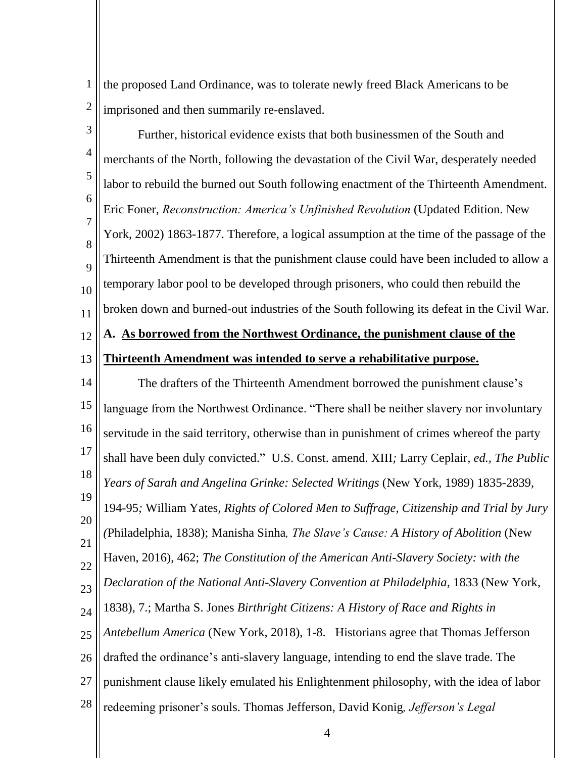the proposed Land Ordinance, was to tolerate newly freed Black Americans to be imprisoned and then summarily re-enslaved.

Further, historical evidence exists that both businessmen of the South and merchants of the North, following the devastation of the Civil War, desperately needed labor to rebuild the burned out South following enactment of the Thirteenth Amendment. Eric Foner, *Reconstruction: America's Unfinished Revolution* (Updated Edition. New York, 2002) 1863-1877. Therefore, a logical assumption at the time of the passage of the Thirteenth Amendment is that the punishment clause could have been included to allow a temporary labor pool to be developed through prisoners, who could then rebuild the broken down and burned-out industries of the South following its defeat in the Civil War.

**A. <u>As borrowed from the Northwest Ordinance, the punishment clause of the Thirteenth Amendment was intended to serve a rehabilitative purpose.</u>**

The drafters of the Thirteenth Amendment borrowed the punishment clause's language from the Northwest Ordinance. "There shall be neither slavery nor involuntary servitude in the said territory, otherwise than in punishment of crimes whereof the party shall have been duly convicted." U.S. Const. amend. XIII; Larry Ceplair, *ed.*, *The Public Years of Sarah and Angelina Grinke: Selected Writings* (New York, 1989) 1835-2839, 194-95; William Yates, *Rights of Colored Men to Suffrage, Citizenship and Trial by Jury* (Philadelphia, 1838); Manisha Sinha, *The Slave's Cause: A History of Abolition* (New Haven, 2016), 462; *The Constitution of the American Anti-Slavery Society: with the Declaration of the National Anti-Slavery Convention at Philadelphia*, 1833 (New York, 1838), 7.; Martha S. Jones *Birthright Citizens: A History of Race and Rights in Antebellum America* (New York, 2018), 1-8. Historians agree that Thomas Jefferson drafted the ordinance's anti-slavery language, intending to end the slave trade. The punishment clause likely emulated his Enlightenment philosophy, with the idea of labor redeeming prisoner's souls. Thomas Jefferson, David Konig, *Jefferson's Legal*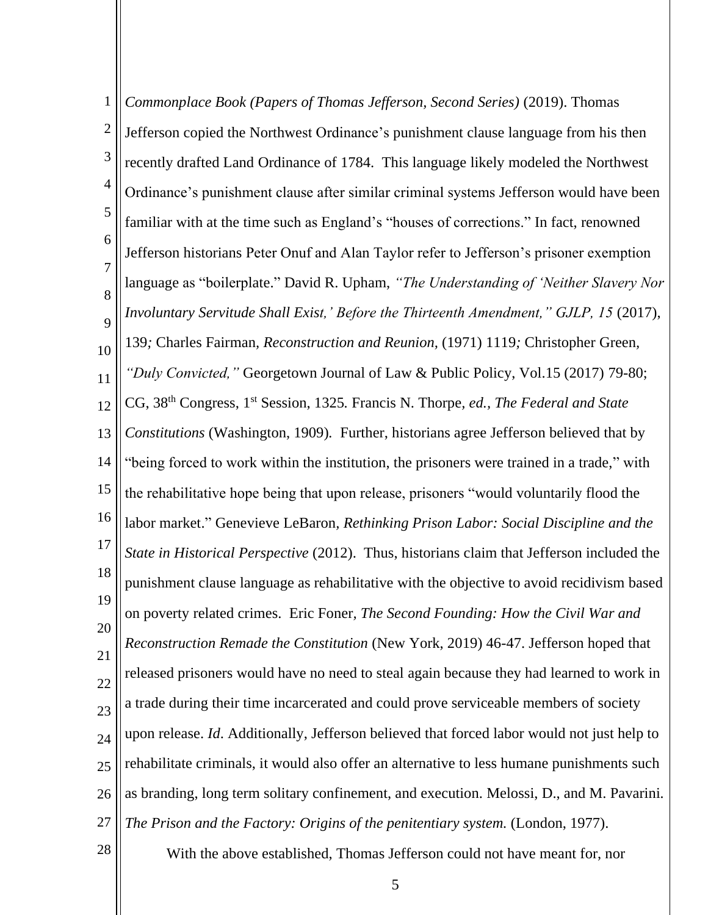*Commonplace Book (Papers of Thomas Jefferson, Second Series)* (2019). Thomas Jefferson copied the Northwest Ordinance's punishment clause language from his then recently drafted Land Ordinance of 1784. This language likely modeled the Northwest Ordinance's punishment clause after similar criminal systems Jefferson would have been familiar with at the time such as England's "houses of corrections." In fact, renowned Jefferson historians Peter Onuf and Alan Taylor refer to Jefferson's prisoner exemption language as "boilerplate." David R. Upham, *"The Understanding of 'Neither Slavery Nor Involuntary Servitude Shall Exist,' Before the Thirteenth Amendment," GJLP, 15* (2017), 139*;* Charles Fairman, *Reconstruction and Reunion*, (1971) 1119*;* Christopher Green, *"Duly Convicted,"* Georgetown Journal of Law & Public Policy, Vol.15 (2017) 79-80; CG, 38th Congress, 1st Session, 1325*.* Francis N. Thorpe*, ed.*, *The Federal and State Constitutions* (Washington, 1909)*.* Further, historians agree Jefferson believed that by "being forced to work within the institution, the prisoners were trained in a trade," with the rehabilitative hope being that upon release, prisoners "would voluntarily flood the labor market." Genevieve LeBaron, *Rethinking Prison Labor: Social Discipline and the State in Historical Perspective* (2012). Thus, historians claim that Jefferson included the punishment clause language as rehabilitative with the objective to avoid recidivism based on poverty related crimes. Eric Foner*, The Second Founding: How the Civil War and Reconstruction Remade the Constitution* (New York, 2019) 46-47. Jefferson hoped that released prisoners would have no need to steal again because they had learned to work in a trade during their time incarcerated and could prove serviceable members of society upon release. *Id*. Additionally, Jefferson believed that forced labor would not just help to rehabilitate criminals, it would also offer an alternative to less humane punishments such as branding, long term solitary confinement, and execution. Melossi, D., and M. Pavarini. *The Prison and the Factory: Origins of the penitentiary system.* (London, 1977).

With the above established, Thomas Jefferson could not have meant for, nor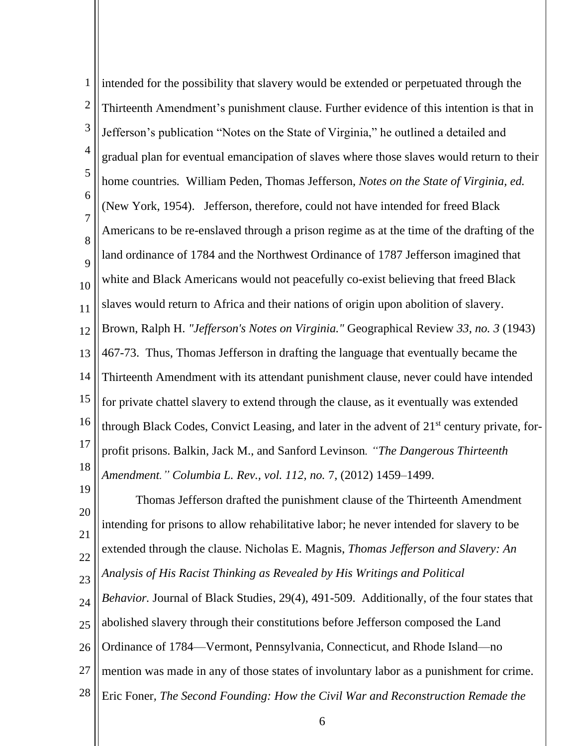intended for the possibility that slavery would be extended or perpetuated through the Thirteenth Amendment's punishment clause. Further evidence of this intention is that in Jefferson's publication "Notes on the State of Virginia," he outlined a detailed and gradual plan for eventual emancipation of slaves where those slaves would return to their home countries. William Peden, Thomas Jefferson, *Notes on the State of Virginia, ed.* (New York, 1954). Jefferson, therefore, could not have intended for freed Black Americans to be re-enslaved through a prison regime as at the time of the drafting of the land ordinance of 1784 and the Northwest Ordinance of 1787 Jefferson imagined that white and Black Americans would not peacefully co-exist believing that freed Black slaves would return to Africa and their nations of origin upon abolition of slavery. Brown, Ralph H. *"Jefferson's Notes on Virginia."* Geographical Review *33, no. 3* (1943) 467-73. Thus, Thomas Jefferson in drafting the language that eventually became the Thirteenth Amendment with its attendant punishment clause, never could have intended for private chattel slavery to extend through the clause, as it eventually was extended through Black Codes, Convict Leasing, and later in the advent of 21st century private, for-profit prisons. Balkin, Jack M., and Sanford Levinson*. "The Dangerous Thirteenth Amendment." Columbia L. Rev., vol. 112, no.* 7, (2012) 1459–1499.

Thomas Jefferson drafted the punishment clause of the Thirteenth Amendment intending for prisons to allow rehabilitative labor; he never intended for slavery to be extended through the clause. Nicholas E. Magnis, *Thomas Jefferson and Slavery: An Analysis of His Racist Thinking as Revealed by His Writings and Political Behavior.* Journal of Black Studies, 29(4), 491-509. Additionally, of the four states that abolished slavery through their constitutions before Jefferson composed the Land Ordinance of 1784—Vermont, Pennsylvania, Connecticut, and Rhode Island—no mention was made in any of those states of involuntary labor as a punishment for crime. Eric Foner, *The Second Founding: How the Civil War and Reconstruction Remade the*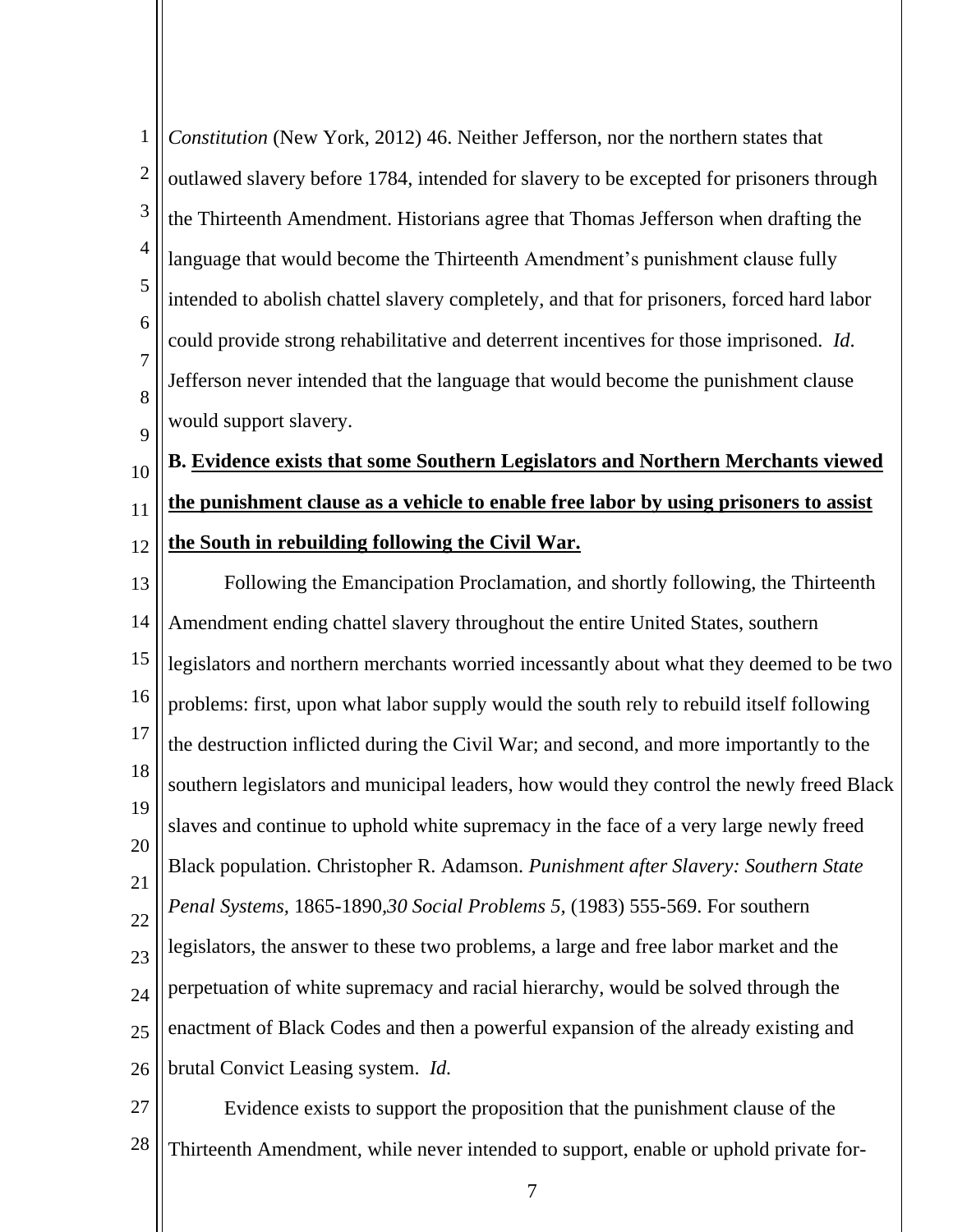*Constitution* (New York, 2012) 46. Neither Jefferson, nor the northern states that outlawed slavery before 1784, intended for slavery to be excepted for prisoners through the Thirteenth Amendment. Historians agree that Thomas Jefferson when drafting the language that would become the Thirteenth Amendment's punishment clause fully intended to abolish chattel slavery completely, and that for prisoners, forced hard labor could provide strong rehabilitative and deterrent incentives for those imprisoned. *Id*. Jefferson never intended that the language that would become the punishment clause would support slavery.

**B. <u>Evidence exists that some Southern Legislators and Northern Merchants viewed the punishment clause as a vehicle to enable free labor by using prisoners to assist the South in rebuilding following the Civil War.</u>**

Following the Emancipation Proclamation, and shortly following, the Thirteenth Amendment ending chattel slavery throughout the entire United States, southern legislators and northern merchants worried incessantly about what they deemed to be two problems: first, upon what labor supply would the south rely to rebuild itself following the destruction inflicted during the Civil War; and second, and more importantly to the southern legislators and municipal leaders, how would they control the newly freed Black slaves and continue to uphold white supremacy in the face of a very large newly freed Black population. Christopher R. Adamson. *Punishment after Slavery: Southern State Penal Systems*, 1865-1890*,30 Social Problems 5,* (1983) 555-569. For southern legislators, the answer to these two problems, a large and free labor market and the perpetuation of white supremacy and racial hierarchy, would be solved through the enactment of Black Codes and then a powerful expansion of the already existing and brutal Convict Leasing system. *Id.*

Evidence exists to support the proposition that the punishment clause of the Thirteenth Amendment, while never intended to support, enable or uphold private for-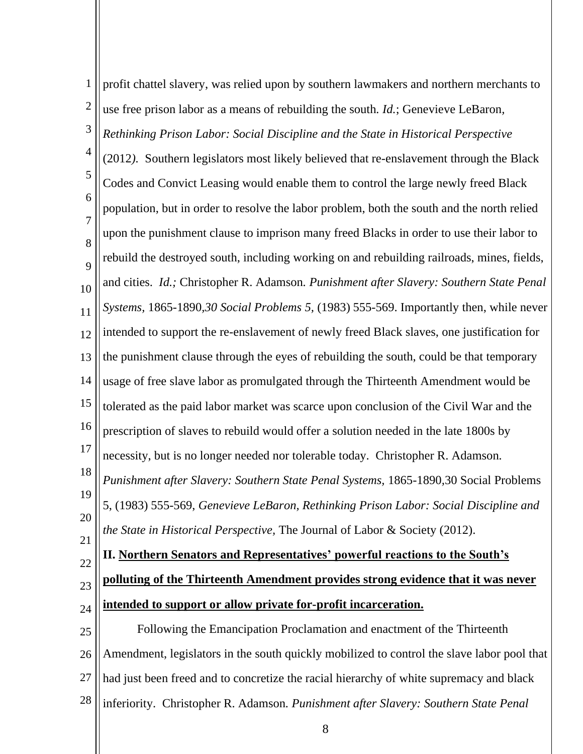profit chattel slavery, was relied upon by southern lawmakers and northern merchants to use free prison labor as a means of rebuilding the south. *Id.*; Genevieve LeBaron, *Rethinking Prison Labor: Social Discipline and the State in Historical Perspective* (2012*).* Southern legislators most likely believed that re-enslavement through the Black Codes and Convict Leasing would enable them to control the large newly freed Black population, but in order to resolve the labor problem, both the south and the north relied upon the punishment clause to imprison many freed Blacks in order to use their labor to rebuild the destroyed south, including working on and rebuilding railroads, mines, fields, and cities. *Id.;* Christopher R. Adamson. *Punishment after Slavery: Southern State Penal Systems,* 1865-1890*,30 Social Problems 5,* (1983) 555-569. Importantly then, while never intended to support the re-enslavement of newly freed Black slaves, one justification for the punishment clause through the eyes of rebuilding the south, could be that temporary usage of free slave labor as promulgated through the Thirteenth Amendment would be tolerated as the paid labor market was scarce upon conclusion of the Civil War and the prescription of slaves to rebuild would offer a solution needed in the late 1800s by necessity, but is no longer needed nor tolerable today. Christopher R. Adamson. *Punishment after Slavery: Southern State Penal Systems*, 1865-1890,30 Social Problems 5, (1983) 555-569, *Genevieve LeBaron, Rethinking Prison Labor: Social Discipline and the State in Historical Perspective,* The Journal of Labor & Society (2012).

**II. <u>Northern Senators and Representatives' powerful reactions to the South's polluting of the Thirteenth Amendment provides strong evidence that it was never intended to support or allow private for-profit incarceration.</u>**

Following the Emancipation Proclamation and enactment of the Thirteenth Amendment, legislators in the south quickly mobilized to control the slave labor pool that had just been freed and to concretize the racial hierarchy of white supremacy and black inferiority. Christopher R. Adamson. *Punishment after Slavery: Southern State Penal*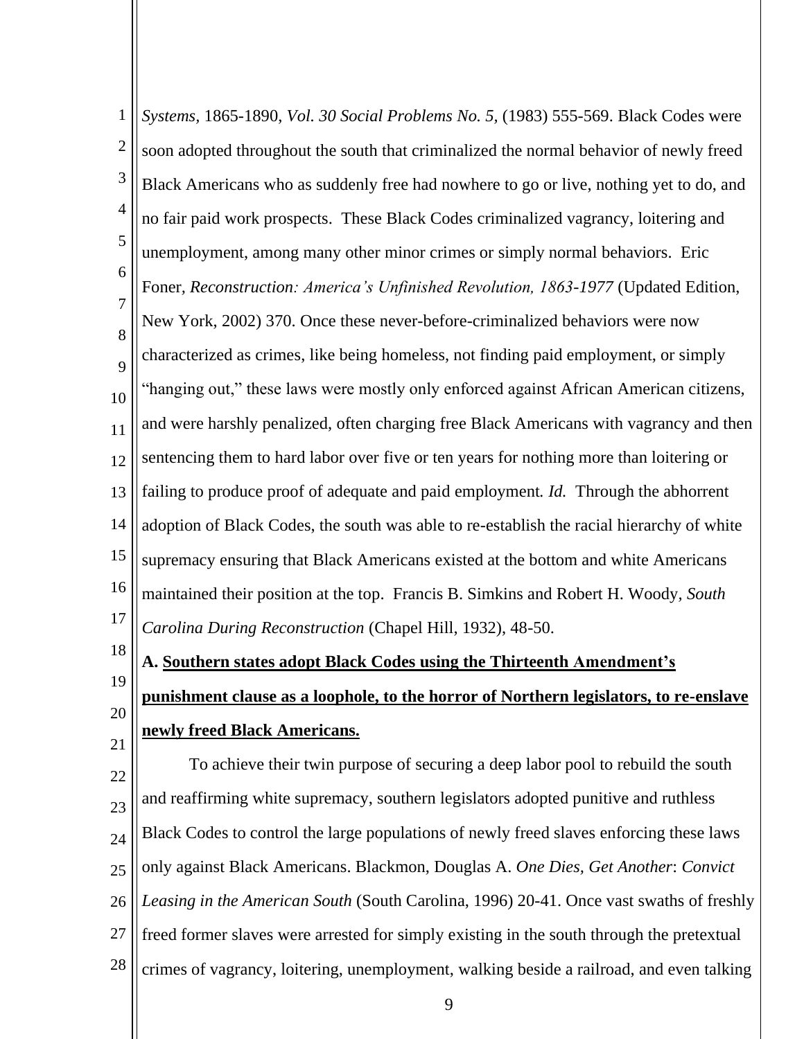*Systems*, 1865-1890, *Vol. 30 Social Problems No. 5,* (1983) 555-569. Black Codes were soon adopted throughout the south that criminalized the normal behavior of newly freed Black Americans who as suddenly free had nowhere to go or live, nothing yet to do, and no fair paid work prospects. These Black Codes criminalized vagrancy, loitering and unemployment, among many other minor crimes or simply normal behaviors. Eric Foner, *Reconstruction: America's Unfinished Revolution, 1863-1977* (Updated Edition, New York, 2002) 370. Once these never-before-criminalized behaviors were now characterized as crimes, like being homeless, not finding paid employment, or simply "hanging out," these laws were mostly only enforced against African American citizens, and were harshly penalized, often charging free Black Americans with vagrancy and then sentencing them to hard labor over five or ten years for nothing more than loitering or failing to produce proof of adequate and paid employment*. Id.* Through the abhorrent adoption of Black Codes, the south was able to re-establish the racial hierarchy of white supremacy ensuring that Black Americans existed at the bottom and white Americans maintained their position at the top. Francis B. Simkins and Robert H. Woody, *South Carolina During Reconstruction* (Chapel Hill, 1932), 48-50.

**A. Southern states adopt Black Codes using the Thirteenth Amendment's punishment clause as a loophole, to the horror of Northern legislators, to re-enslave newly freed Black Americans.**

To achieve their twin purpose of securing a deep labor pool to rebuild the south and reaffirming white supremacy, southern legislators adopted punitive and ruthless Black Codes to control the large populations of newly freed slaves enforcing these laws only against Black Americans. Blackmon, Douglas A. *One Dies, Get Another*: *Convict Leasing in the American South* (South Carolina, 1996) 20-41. Once vast swaths of freshly freed former slaves were arrested for simply existing in the south through the pretextual crimes of vagrancy, loitering, unemployment, walking beside a railroad, and even talking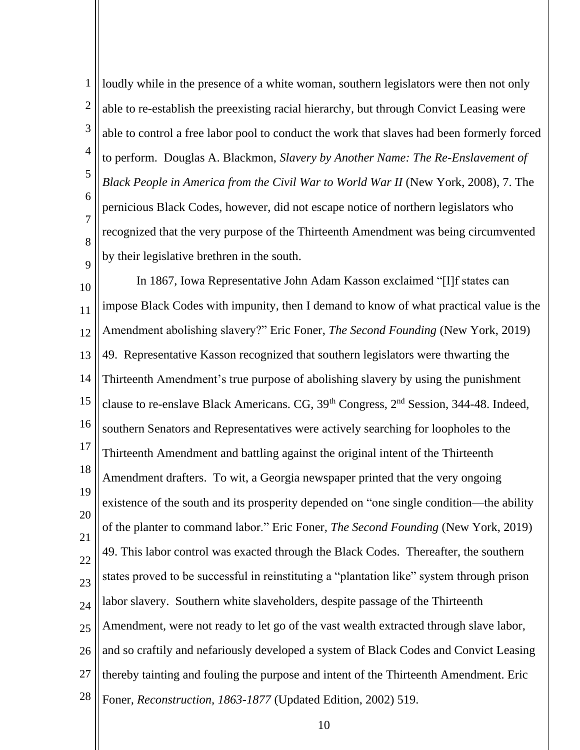loudly while in the presence of a white woman, southern legislators were then not only able to re-establish the preexisting racial hierarchy, but through Convict Leasing were able to control a free labor pool to conduct the work that slaves had been formerly forced to perform. Douglas A. Blackmon, *Slavery by Another Name: The Re-Enslavement of Black People in America from the Civil War to World War II* (New York, 2008), 7. The pernicious Black Codes, however, did not escape notice of northern legislators who recognized that the very purpose of the Thirteenth Amendment was being circumvented by their legislative brethren in the south.

In 1867, Iowa Representative John Adam Kasson exclaimed "[I]f states can impose Black Codes with impunity, then I demand to know of what practical value is the Amendment abolishing slavery?" Eric Foner, *The Second Founding* (New York, 2019) 49. Representative Kasson recognized that southern legislators were thwarting the Thirteenth Amendment's true purpose of abolishing slavery by using the punishment clause to re-enslave Black Americans. CG, 39th Congress, 2nd Session, 344-48. Indeed, southern Senators and Representatives were actively searching for loopholes to the Thirteenth Amendment and battling against the original intent of the Thirteenth Amendment drafters. To wit, a Georgia newspaper printed that the very ongoing existence of the south and its prosperity depended on "one single condition—the ability of the planter to command labor." Eric Foner, *The Second Founding* (New York, 2019) 49. This labor control was exacted through the Black Codes. Thereafter, the southern states proved to be successful in reinstituting a "plantation like" system through prison labor slavery. Southern white slaveholders, despite passage of the Thirteenth Amendment, were not ready to let go of the vast wealth extracted through slave labor, and so craftily and nefariously developed a system of Black Codes and Convict Leasing thereby tainting and fouling the purpose and intent of the Thirteenth Amendment. Eric Foner, *Reconstruction, 1863-1877* (Updated Edition, 2002) 519.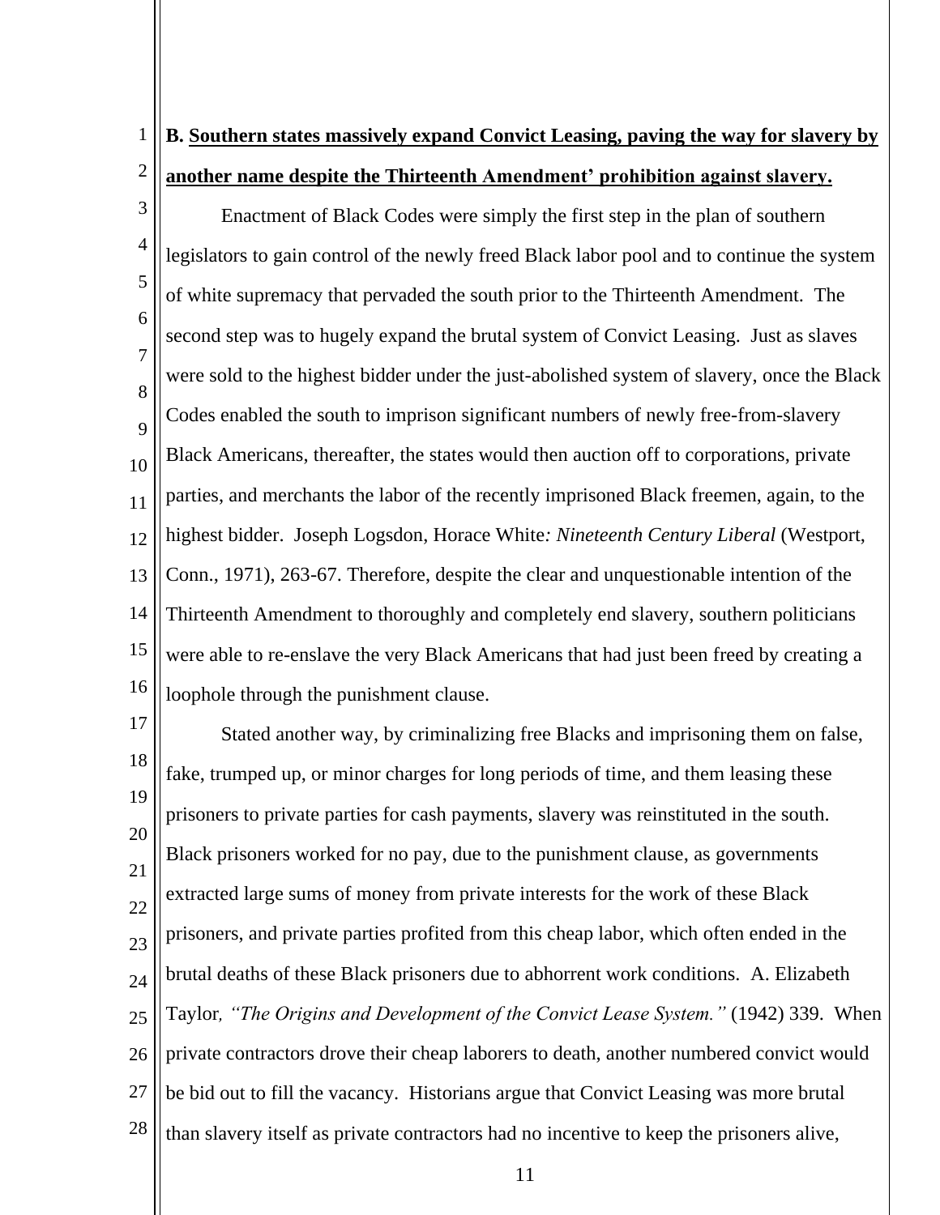**B. Southern states massively expand Convict Leasing, paving the way for slavery by another name despite the Thirteenth Amendment' prohibition against slavery.**

Enactment of Black Codes were simply the first step in the plan of southern legislators to gain control of the newly freed Black labor pool and to continue the system of white supremacy that pervaded the south prior to the Thirteenth Amendment. The second step was to hugely expand the brutal system of Convict Leasing. Just as slaves were sold to the highest bidder under the just-abolished system of slavery, once the Black Codes enabled the south to imprison significant numbers of newly free-from-slavery Black Americans, thereafter, the states would then auction off to corporations, private parties, and merchants the labor of the recently imprisoned Black freemen, again, to the highest bidder. Joseph Logsdon, Horace White*: Nineteenth Century Liberal* (Westport, Conn., 1971), 263-67. Therefore, despite the clear and unquestionable intention of the Thirteenth Amendment to thoroughly and completely end slavery, southern politicians were able to re-enslave the very Black Americans that had just been freed by creating a loophole through the punishment clause.

Stated another way, by criminalizing free Blacks and imprisoning them on false, fake, trumped up, or minor charges for long periods of time, and them leasing these prisoners to private parties for cash payments, slavery was reinstituted in the south. Black prisoners worked for no pay, due to the punishment clause, as governments extracted large sums of money from private interests for the work of these Black prisoners, and private parties profited from this cheap labor, which often ended in the brutal deaths of these Black prisoners due to abhorrent work conditions. A. Elizabeth Taylor*, "The Origins and Development of the Convict Lease System."* (1942) 339. When private contractors drove their cheap laborers to death, another numbered convict would be bid out to fill the vacancy. Historians argue that Convict Leasing was more brutal than slavery itself as private contractors had no incentive to keep the prisoners alive,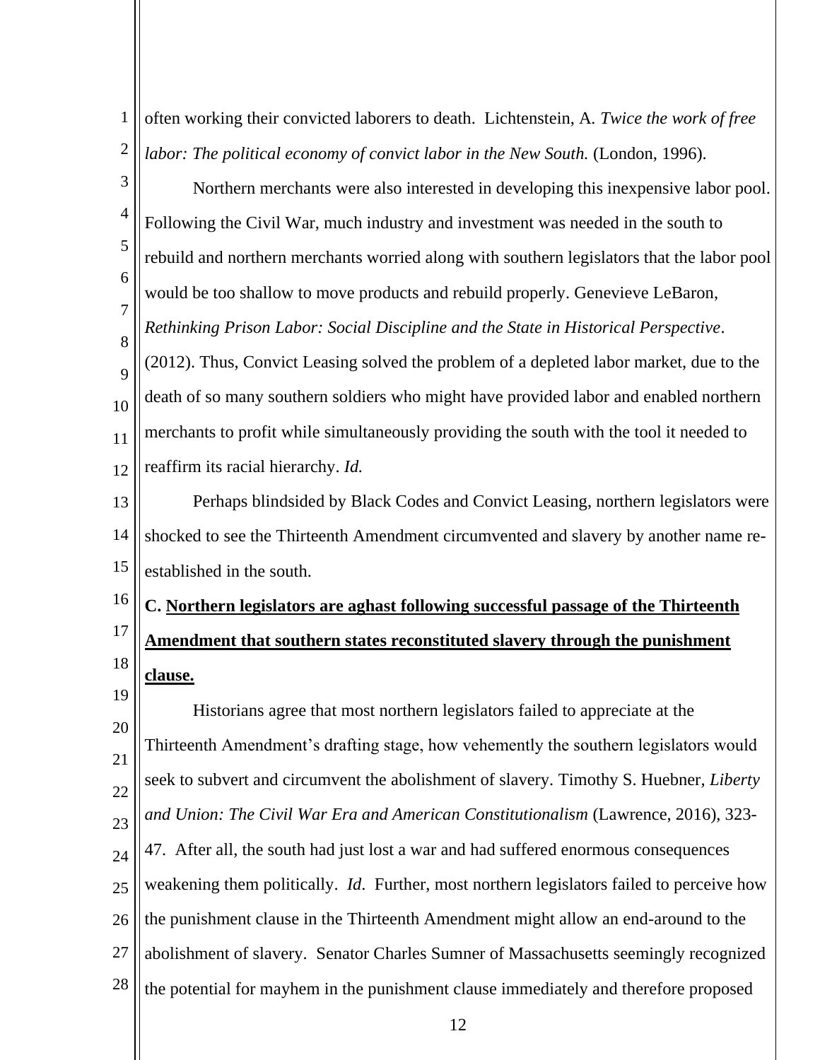often working their convicted laborers to death. Lichtenstein, A. *Twice the work of free labor: The political economy of convict labor in the New South.* (London, 1996).

Northern merchants were also interested in developing this inexpensive labor pool. Following the Civil War, much industry and investment was needed in the south to rebuild and northern merchants worried along with southern legislators that the labor pool would be too shallow to move products and rebuild properly. Genevieve LeBaron, *Rethinking Prison Labor: Social Discipline and the State in Historical Perspective*. (2012). Thus, Convict Leasing solved the problem of a depleted labor market, due to the death of so many southern soldiers who might have provided labor and enabled northern merchants to profit while simultaneously providing the south with the tool it needed to reaffirm its racial hierarchy. *Id.*

Perhaps blindsided by Black Codes and Convict Leasing, northern legislators were shocked to see the Thirteenth Amendment circumvented and slavery by another name re-established in the south.

**C. <u>Northern legislators are aghast following successful passage of the Thirteenth Amendment that southern states reconstituted slavery through the punishment clause.</u>**

Historians agree that most northern legislators failed to appreciate at the Thirteenth Amendment's drafting stage, how vehemently the southern legislators would seek to subvert and circumvent the abolishment of slavery. Timothy S. Huebner, *Liberty and Union: The Civil War Era and American Constitutionalism* (Lawrence, 2016), 323-47. After all, the south had just lost a war and had suffered enormous consequences weakening them politically. *Id*. Further, most northern legislators failed to perceive how the punishment clause in the Thirteenth Amendment might allow an end-around to the abolishment of slavery. Senator Charles Sumner of Massachusetts seemingly recognized the potential for mayhem in the punishment clause immediately and therefore proposed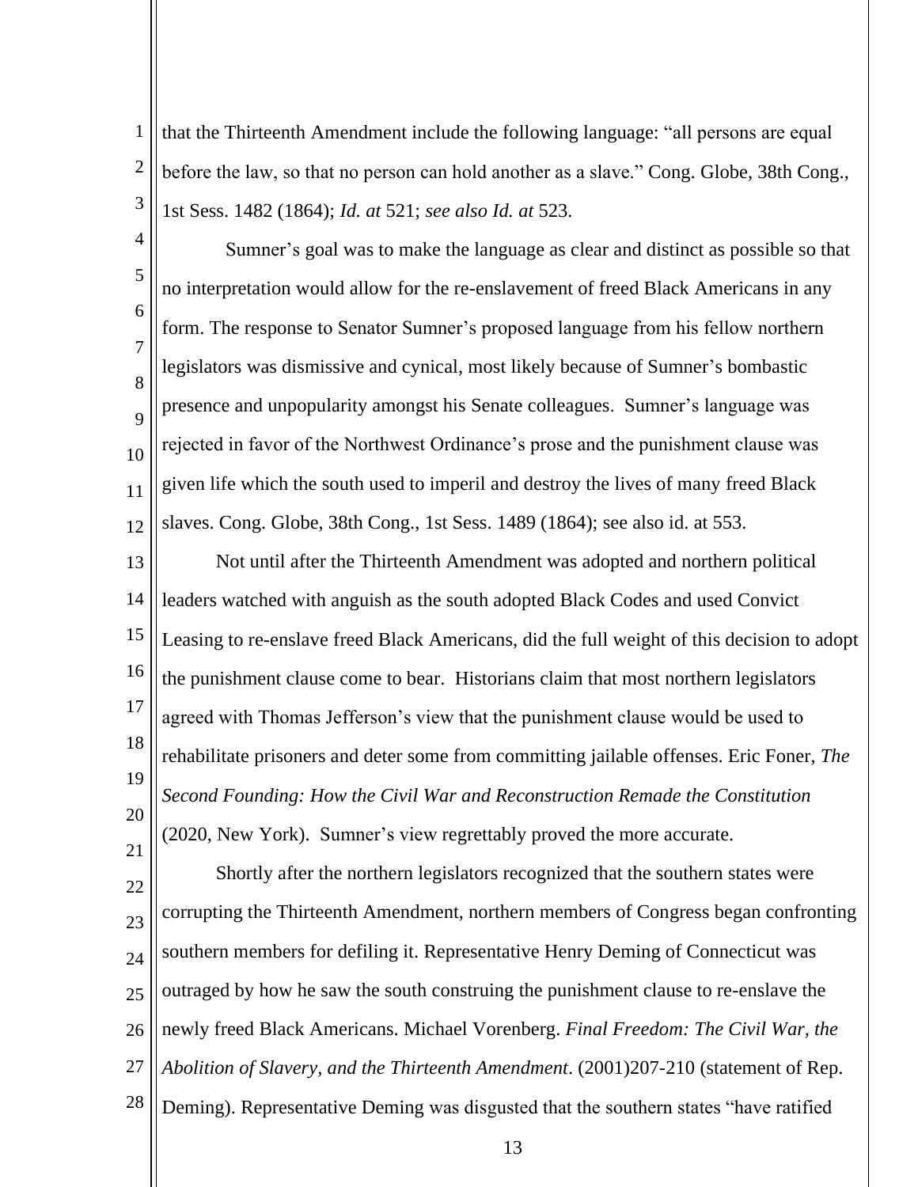that the Thirteenth Amendment include the following language: "all persons are equal before the law, so that no person can hold another as a slave." Cong. Globe, 38th Cong., 1st Sess. 1482 (1864); *Id. at* 521; *see also Id. at* 523.

Sumner's goal was to make the language as clear and distinct as possible so that no interpretation would allow for the re-enslavement of freed Black Americans in any form. The response to Senator Sumner's proposed language from his fellow northern legislators was dismissive and cynical, most likely because of Sumner's bombastic presence and unpopularity amongst his Senate colleagues. Sumner's language was rejected in favor of the Northwest Ordinance's prose and the punishment clause was given life which the south used to imperil and destroy the lives of many freed Black slaves. Cong. Globe, 38th Cong., 1st Sess. 1489 (1864); see also id. at 553.

Not until after the Thirteenth Amendment was adopted and northern political leaders watched with anguish as the south adopted Black Codes and used Convict Leasing to re-enslave freed Black Americans, did the full weight of this decision to adopt the punishment clause come to bear. Historians claim that most northern legislators agreed with Thomas Jefferson's view that the punishment clause would be used to rehabilitate prisoners and deter some from committing jailable offenses. Eric Foner, *The Second Founding: How the Civil War and Reconstruction Remade the Constitution* (2020, New York). Sumner's view regrettably proved the more accurate.

Shortly after the northern legislators recognized that the southern states were corrupting the Thirteenth Amendment, northern members of Congress began confronting southern members for defiling it. Representative Henry Deming of Connecticut was outraged by how he saw the south construing the punishment clause to re-enslave the newly freed Black Americans. Michael Vorenberg. *Final Freedom: The Civil War, the Abolition of Slavery, and the Thirteenth Amendment*. (2001)207-210 (statement of Rep. Deming). Representative Deming was disgusted that the southern states "have ratified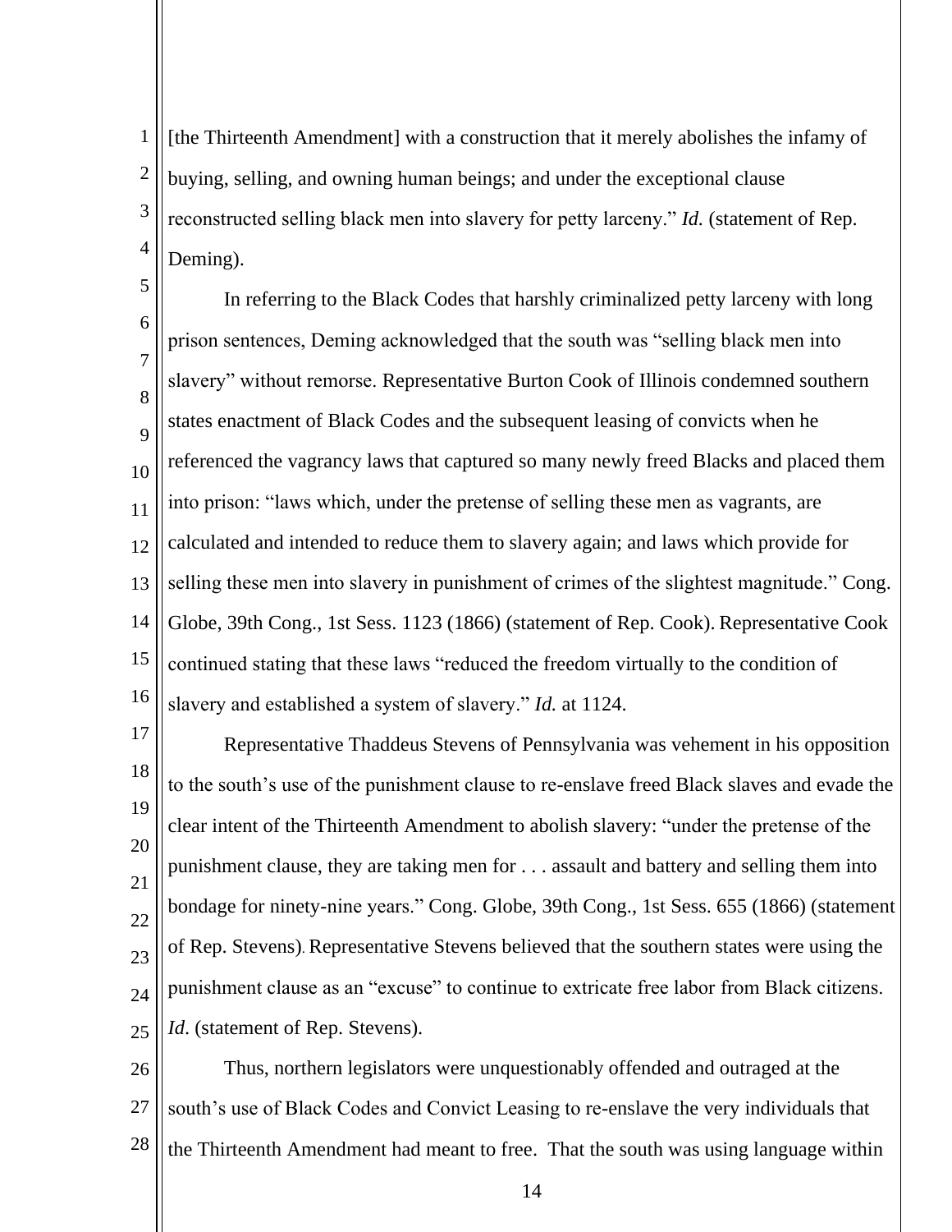[the Thirteenth Amendment] with a construction that it merely abolishes the infamy of buying, selling, and owning human beings; and under the exceptional clause reconstructed selling black men into slavery for petty larceny." *Id.* (statement of Rep. Deming).

In referring to the Black Codes that harshly criminalized petty larceny with long prison sentences, Deming acknowledged that the south was "selling black men into slavery" without remorse. Representative Burton Cook of Illinois condemned southern states enactment of Black Codes and the subsequent leasing of convicts when he referenced the vagrancy laws that captured so many newly freed Blacks and placed them into prison: "laws which, under the pretense of selling these men as vagrants, are calculated and intended to reduce them to slavery again; and laws which provide for selling these men into slavery in punishment of crimes of the slightest magnitude." Cong. Globe, 39th Cong., 1st Sess. 1123 (1866) (statement of Rep. Cook). Representative Cook continued stating that these laws "reduced the freedom virtually to the condition of slavery and established a system of slavery." *Id.* at 1124.

Representative Thaddeus Stevens of Pennsylvania was vehement in his opposition to the south's use of the punishment clause to re-enslave freed Black slaves and evade the clear intent of the Thirteenth Amendment to abolish slavery: "under the pretense of the punishment clause, they are taking men for . . . assault and battery and selling them into bondage for ninety-nine years." Cong. Globe, 39th Cong., 1st Sess. 655 (1866) (statement of Rep. Stevens). Representative Stevens believed that the southern states were using the punishment clause as an "excuse" to continue to extricate free labor from Black citizens. *Id*. (statement of Rep. Stevens).

Thus, northern legislators were unquestionably offended and outraged at the south's use of Black Codes and Convict Leasing to re-enslave the very individuals that the Thirteenth Amendment had meant to free. That the south was using language within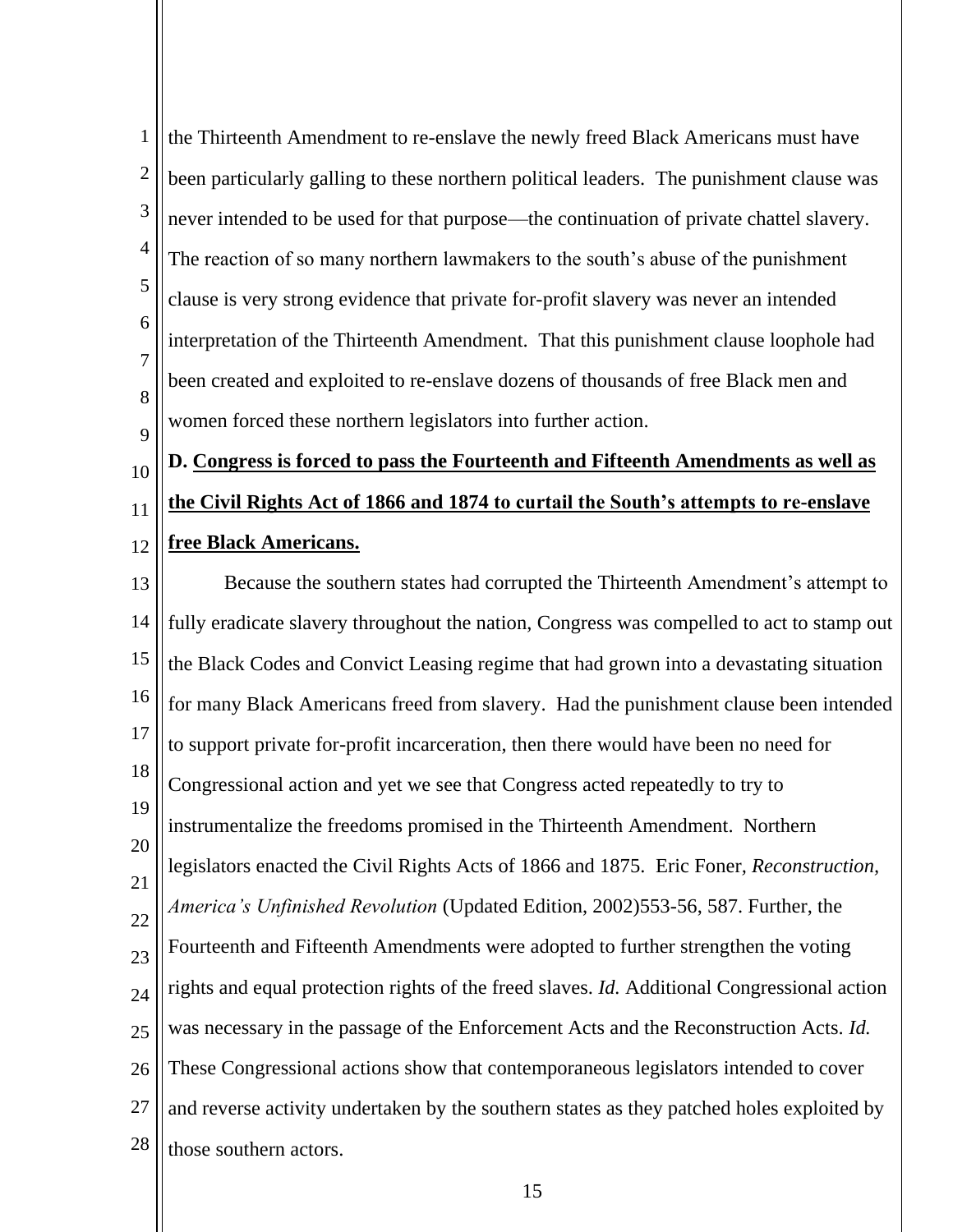the Thirteenth Amendment to re-enslave the newly freed Black Americans must have been particularly galling to these northern political leaders. The punishment clause was never intended to be used for that purpose—the continuation of private chattel slavery. The reaction of so many northern lawmakers to the south's abuse of the punishment clause is very strong evidence that private for-profit slavery was never an intended interpretation of the Thirteenth Amendment. That this punishment clause loophole had been created and exploited to re-enslave dozens of thousands of free Black men and women forced these northern legislators into further action.

**D. <u>Congress is forced to pass the Fourteenth and Fifteenth Amendments as well as the Civil Rights Act of 1866 and 1874 to curtail the South's attempts to re-enslave free Black Americans.</u>**

Because the southern states had corrupted the Thirteenth Amendment's attempt to fully eradicate slavery throughout the nation, Congress was compelled to act to stamp out the Black Codes and Convict Leasing regime that had grown into a devastating situation for many Black Americans freed from slavery. Had the punishment clause been intended to support private for-profit incarceration, then there would have been no need for Congressional action and yet we see that Congress acted repeatedly to try to instrumentalize the freedoms promised in the Thirteenth Amendment. Northern legislators enacted the Civil Rights Acts of 1866 and 1875. Eric Foner, *Reconstruction*, *America's Unfinished Revolution* (Updated Edition, 2002)553-56, 587. Further, the Fourteenth and Fifteenth Amendments were adopted to further strengthen the voting rights and equal protection rights of the freed slaves. *Id.* Additional Congressional action was necessary in the passage of the Enforcement Acts and the Reconstruction Acts. *Id.* These Congressional actions show that contemporaneous legislators intended to cover and reverse activity undertaken by the southern states as they patched holes exploited by those southern actors.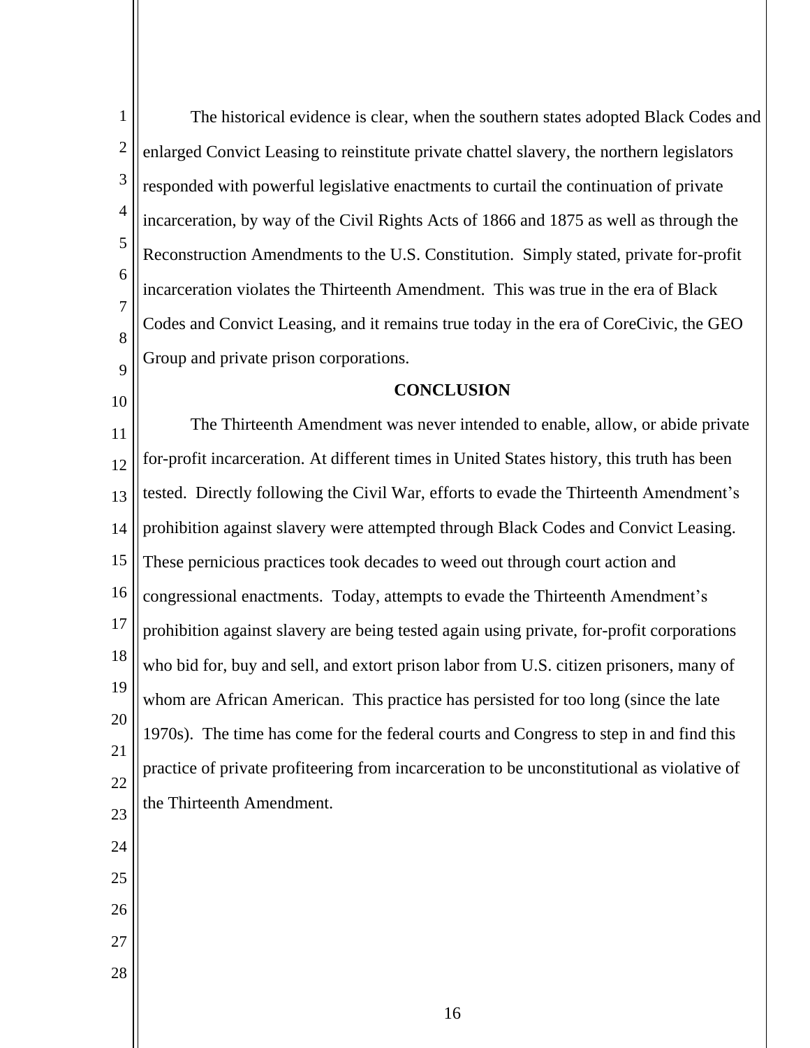The historical evidence is clear, when the southern states adopted Black Codes and enlarged Convict Leasing to reinstitute private chattel slavery, the northern legislators responded with powerful legislative enactments to curtail the continuation of private incarceration, by way of the Civil Rights Acts of 1866 and 1875 as well as through the Reconstruction Amendments to the U.S. Constitution. Simply stated, private for-profit incarceration violates the Thirteenth Amendment. This was true in the era of Black Codes and Convict Leasing, and it remains true today in the era of CoreCivic, the GEO Group and private prison corporations.

## CONCLUSION

The Thirteenth Amendment was never intended to enable, allow, or abide private for-profit incarceration. At different times in United States history, this truth has been tested. Directly following the Civil War, efforts to evade the Thirteenth Amendment's prohibition against slavery were attempted through Black Codes and Convict Leasing. These pernicious practices took decades to weed out through court action and congressional enactments. Today, attempts to evade the Thirteenth Amendment's prohibition against slavery are being tested again using private, for-profit corporations who bid for, buy and sell, and extort prison labor from U.S. citizen prisoners, many of whom are African American. This practice has persisted for too long (since the late 1970s). The time has come for the federal courts and Congress to step in and find this practice of private profiteering from incarceration to be unconstitutional as violative of the Thirteenth Amendment.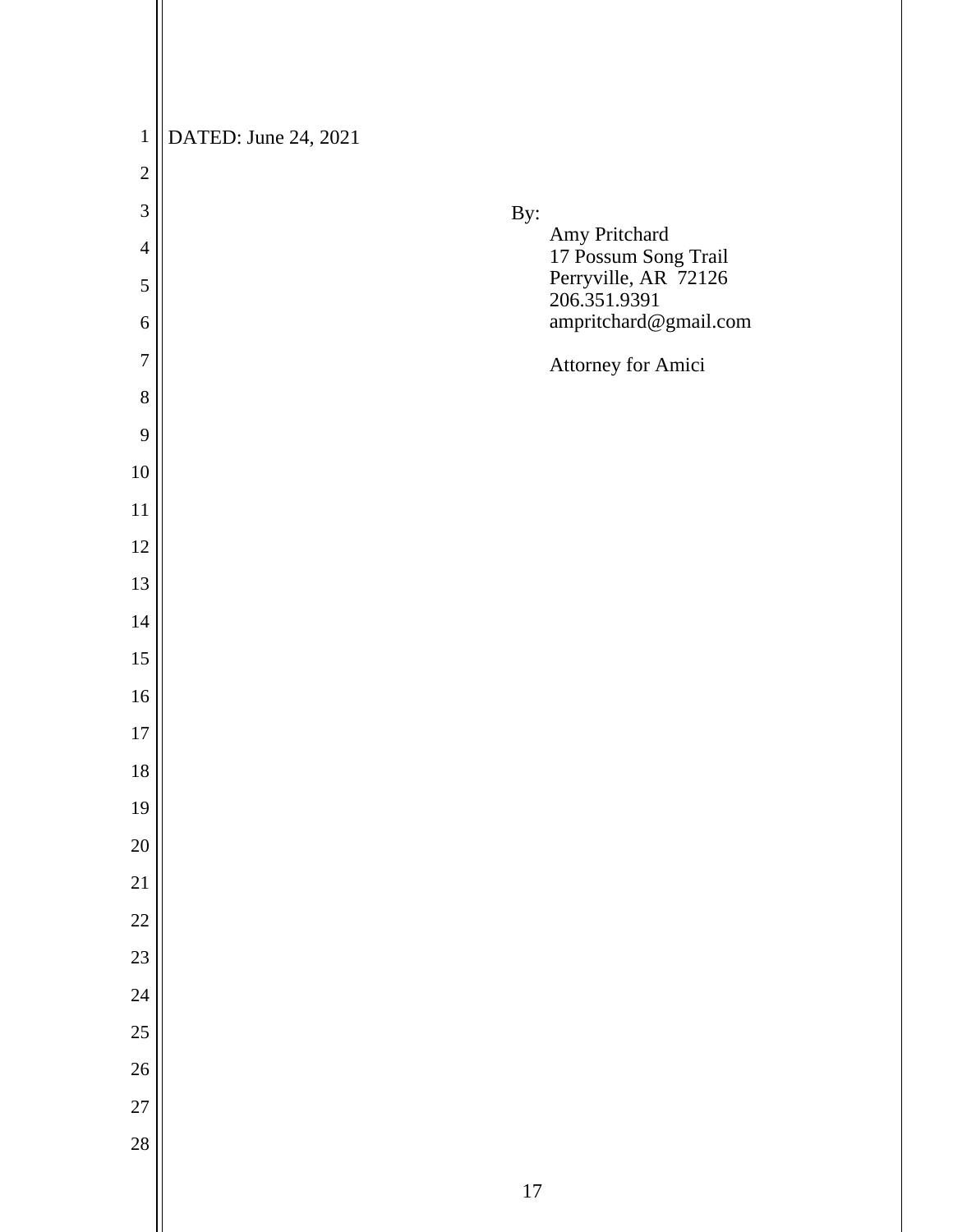DATED: June 24, 2021

By:
Amy Pritchard
17 Possum Song Trail
Perryville, AR 72126
206.351.9391
ampritchard@gmail.com

Attorney for Amici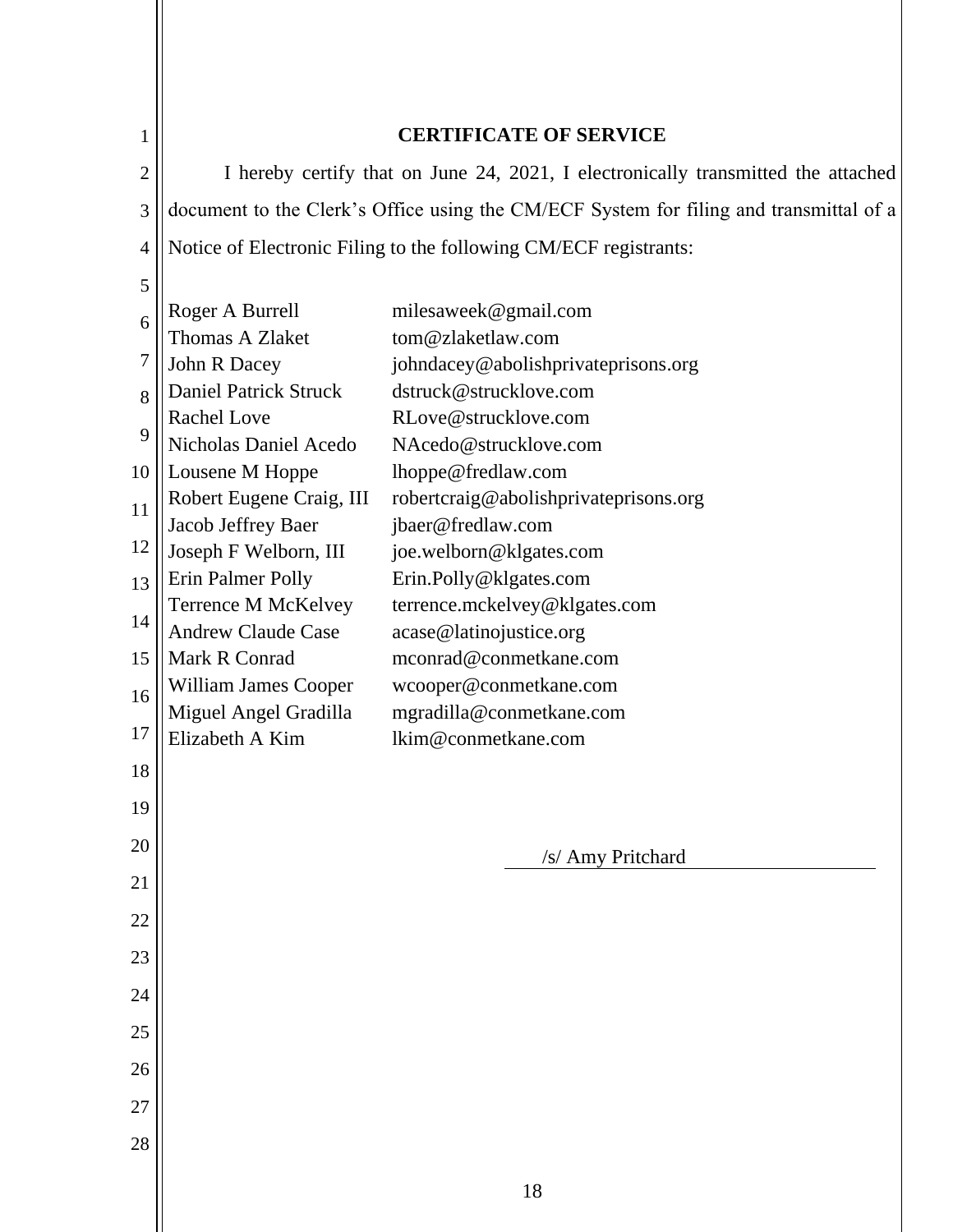## CERTIFICATE OF SERVICE

I hereby certify that on June 24, 2021, I electronically transmitted the attached document to the Clerk's Office using the CM/ECF System for filing and transmittal of a Notice of Electronic Filing to the following CM/ECF registrants:

| | |
|---|---|
| Roger A Burrell | milesaweek@gmail.com |
| Thomas A Zlaket | tom@zlaketlaw.com |
| John R Dacey | johndacey@abolishprivateprisons.org |
| Daniel Patrick Struck | dstruck@strucklove.com |
| Rachel Love | RLove@strucklove.com |
| Nicholas Daniel Acedo | NAcedo@strucklove.com |
| Lousene M Hoppe | lhoppe@fredlaw.com |
| Robert Eugene Craig, III | robertcraig@abolishprivateprisons.org |
| Jacob Jeffrey Baer | jbaer@fredlaw.com |
| Joseph F Welborn, III | joe.welborn@klgates.com |
| Erin Palmer Polly | Erin.Polly@klgates.com |
| Terrence M McKelvey | terrence.mckelvey@klgates.com |
| Andrew Claude Case | acase@latinojustice.org |
| Mark R Conrad | mconrad@conmetkane.com |
| William James Cooper | wcooper@conmetkane.com |
| Miguel Angel Gradilla | mgradilla@conmetkane.com |
| Elizabeth A Kim | lkim@conmetkane.com |

/s/ Amy Pritchard